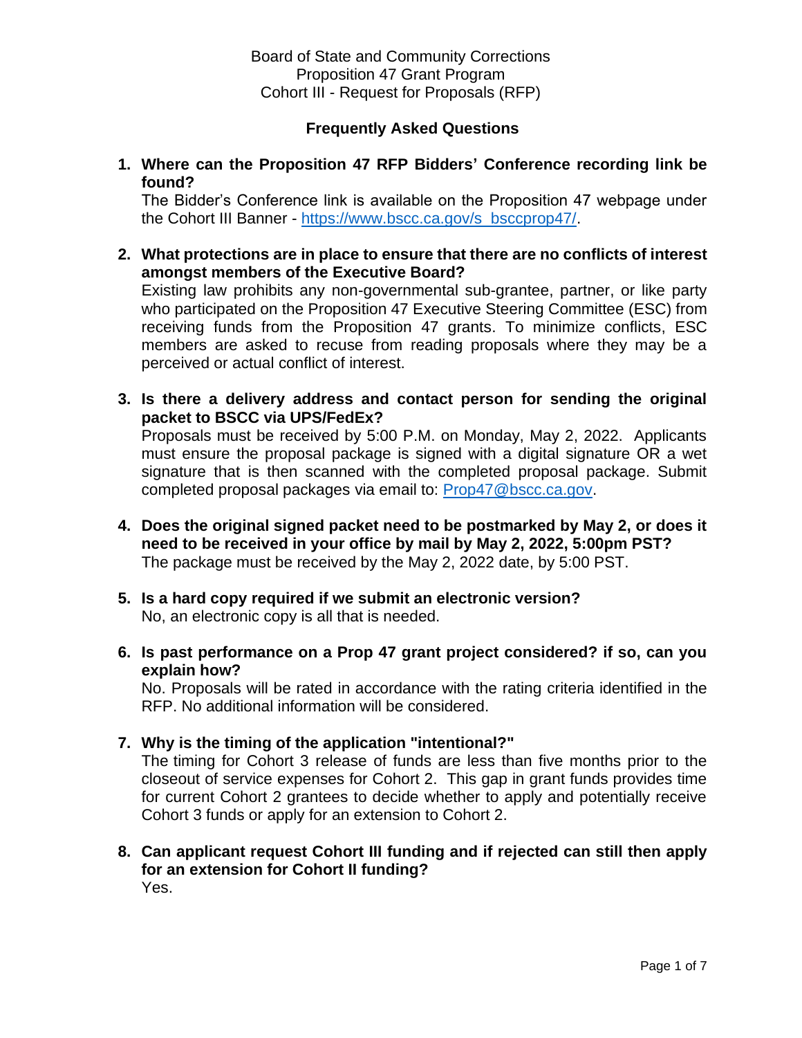Board of State and Community Corrections
Proposition 47 Grant Program
Cohort III - Request for Proposals (RFP)

## Frequently Asked Questions

1. **Where can the Proposition 47 RFP Bidders' Conference recording link be found?**
   The Bidder's Conference link is available on the Proposition 47 webpage under the Cohort III Banner - [https://www.bscc.ca.gov/s_bsccprop47/](https://www.bscc.ca.gov/s_bsccprop47/).

2. **What protections are in place to ensure that there are no conflicts of interest amongst members of the Executive Board?**
   Existing law prohibits any non-governmental sub-grantee, partner, or like party who participated on the Proposition 47 Executive Steering Committee (ESC) from receiving funds from the Proposition 47 grants. To minimize conflicts, ESC members are asked to recuse from reading proposals where they may be a perceived or actual conflict of interest.

3. **Is there a delivery address and contact person for sending the original packet to BSCC via UPS/FedEx?**
   Proposals must be received by 5:00 P.M. on Monday, May 2, 2022. Applicants must ensure the proposal package is signed with a digital signature OR a wet signature that is then scanned with the completed proposal package. Submit completed proposal packages via email to: [Prop47@bscc.ca.gov](mailto:Prop47@bscc.ca.gov).

4. **Does the original signed packet need to be postmarked by May 2, or does it need to be received in your office by mail by May 2, 2022, 5:00pm PST?**
   The package must be received by the May 2, 2022 date, by 5:00 PST.

5. **Is a hard copy required if we submit an electronic version?**
   No, an electronic copy is all that is needed.

6. **Is past performance on a Prop 47 grant project considered? if so, can you explain how?**
   No. Proposals will be rated in accordance with the rating criteria identified in the RFP. No additional information will be considered.

7. **Why is the timing of the application "intentional?"**
   The timing for Cohort 3 release of funds are less than five months prior to the closeout of service expenses for Cohort 2. This gap in grant funds provides time for current Cohort 2 grantees to decide whether to apply and potentially receive Cohort 3 funds or apply for an extension to Cohort 2.

8. **Can applicant request Cohort III funding and if rejected can still then apply for an extension for Cohort II funding?**
   Yes.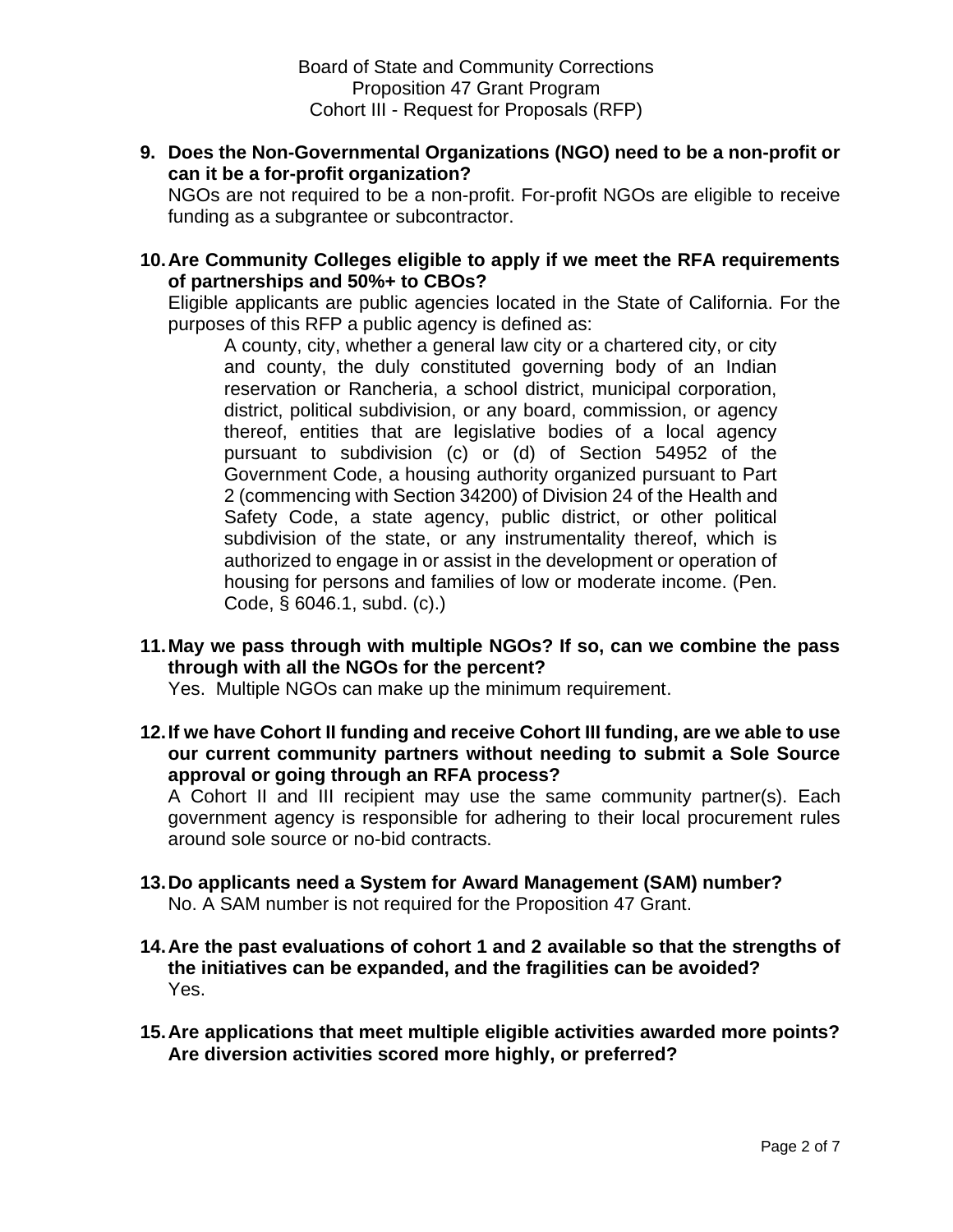**9. Does the Non-Governmental Organizations (NGO) need to be a non-profit or can it be a for-profit organization?**

NGOs are not required to be a non-profit. For-profit NGOs are eligible to receive funding as a subgrantee or subcontractor.

**10. Are Community Colleges eligible to apply if we meet the RFA requirements of partnerships and 50%+ to CBOs?**

Eligible applicants are public agencies located in the State of California. For the purposes of this RFP a public agency is defined as:

> A county, city, whether a general law city or a chartered city, or city and county, the duly constituted governing body of an Indian reservation or Rancheria, a school district, municipal corporation, district, political subdivision, or any board, commission, or agency thereof, entities that are legislative bodies of a local agency pursuant to subdivision (c) or (d) of Section 54952 of the Government Code, a housing authority organized pursuant to Part 2 (commencing with Section 34200) of Division 24 of the Health and Safety Code, a state agency, public district, or other political subdivision of the state, or any instrumentality thereof, which is authorized to engage in or assist in the development or operation of housing for persons and families of low or moderate income. (Pen. Code, § 6046.1, subd. (c).)

**11. May we pass through with multiple NGOs? If so, can we combine the pass through with all the NGOs for the percent?**

Yes. Multiple NGOs can make up the minimum requirement.

**12. If we have Cohort II funding and receive Cohort III funding, are we able to use our current community partners without needing to submit a Sole Source approval or going through an RFA process?**

A Cohort II and III recipient may use the same community partner(s). Each government agency is responsible for adhering to their local procurement rules around sole source or no-bid contracts.

**13. Do applicants need a System for Award Management (SAM) number?**

No. A SAM number is not required for the Proposition 47 Grant.

**14. Are the past evaluations of cohort 1 and 2 available so that the strengths of the initiatives can be expanded, and the fragilities can be avoided?**

Yes.

**15. Are applications that meet multiple eligible activities awarded more points? Are diversion activities scored more highly, or preferred?**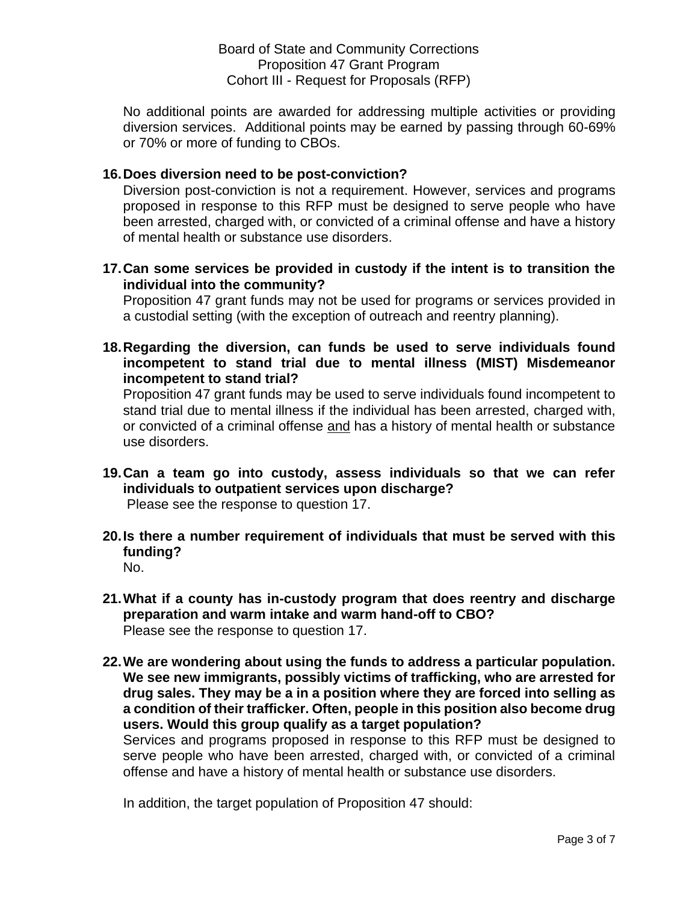No additional points are awarded for addressing multiple activities or providing diversion services. Additional points may be earned by passing through 60-69% or 70% or more of funding to CBOs.

16. **Does diversion need to be post-conviction?**
    Diversion post-conviction is not a requirement. However, services and programs proposed in response to this RFP must be designed to serve people who have been arrested, charged with, or convicted of a criminal offense and have a history of mental health or substance use disorders.

17. **Can some services be provided in custody if the intent is to transition the individual into the community?**
    Proposition 47 grant funds may not be used for programs or services provided in a custodial setting (with the exception of outreach and reentry planning).

18. **Regarding the diversion, can funds be used to serve individuals found incompetent to stand trial due to mental illness (MIST) Misdemeanor incompetent to stand trial?**
    Proposition 47 grant funds may be used to serve individuals found incompetent to stand trial due to mental illness if the individual has been arrested, charged with, or convicted of a criminal offense <u>and</u> has a history of mental health or substance use disorders.

19. **Can a team go into custody, assess individuals so that we can refer individuals to outpatient services upon discharge?**
    Please see the response to question 17.

20. **Is there a number requirement of individuals that must be served with this funding?**
    No.

21. **What if a county has in-custody program that does reentry and discharge preparation and warm intake and warm hand-off to CBO?**
    Please see the response to question 17.

22. **We are wondering about using the funds to address a particular population. We see new immigrants, possibly victims of trafficking, who are arrested for drug sales. They may be a in a position where they are forced into selling as a condition of their trafficker. Often, people in this position also become drug users. Would this group qualify as a target population?**
    Services and programs proposed in response to this RFP must be designed to serve people who have been arrested, charged with, or convicted of a criminal offense and have a history of mental health or substance use disorders.

    In addition, the target population of Proposition 47 should: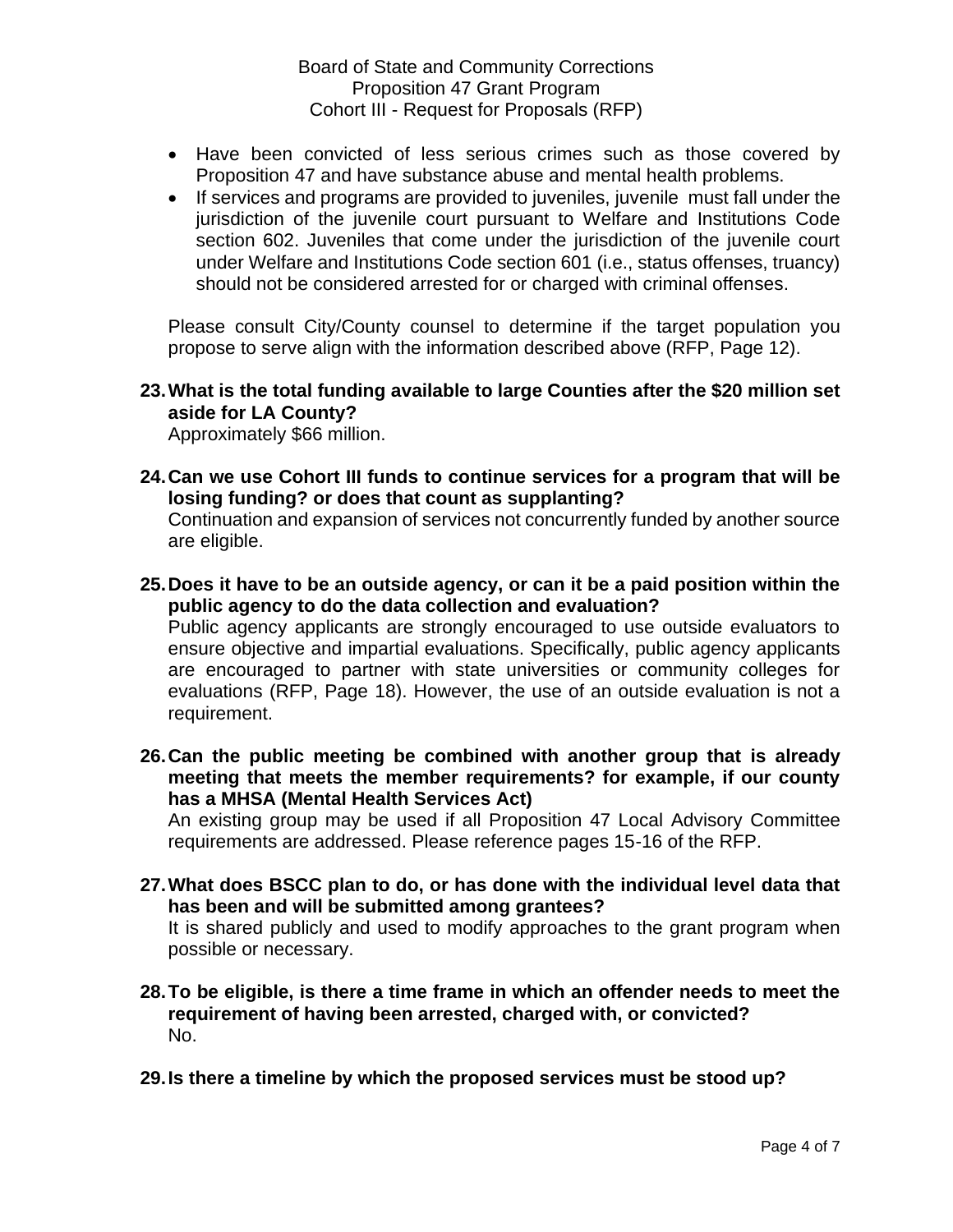- Have been convicted of less serious crimes such as those covered by Proposition 47 and have substance abuse and mental health problems.
- If services and programs are provided to juveniles, juvenile must fall under the jurisdiction of the juvenile court pursuant to Welfare and Institutions Code section 602. Juveniles that come under the jurisdiction of the juvenile court under Welfare and Institutions Code section 601 (i.e., status offenses, truancy) should not be considered arrested for or charged with criminal offenses.

Please consult City/County counsel to determine if the target population you propose to serve align with the information described above (RFP, Page 12).

**23. What is the total funding available to large Counties after the $20 million set aside for LA County?**

Approximately $66 million.

**24. Can we use Cohort III funds to continue services for a program that will be losing funding? or does that count as supplanting?**

Continuation and expansion of services not concurrently funded by another source are eligible.

**25. Does it have to be an outside agency, or can it be a paid position within the public agency to do the data collection and evaluation?**

Public agency applicants are strongly encouraged to use outside evaluators to ensure objective and impartial evaluations. Specifically, public agency applicants are encouraged to partner with state universities or community colleges for evaluations (RFP, Page 18). However, the use of an outside evaluation is not a requirement.

**26. Can the public meeting be combined with another group that is already meeting that meets the member requirements? for example, if our county has a MHSA (Mental Health Services Act)**

An existing group may be used if all Proposition 47 Local Advisory Committee requirements are addressed. Please reference pages 15-16 of the RFP.

**27. What does BSCC plan to do, or has done with the individual level data that has been and will be submitted among grantees?**

It is shared publicly and used to modify approaches to the grant program when possible or necessary.

**28. To be eligible, is there a time frame in which an offender needs to meet the requirement of having been arrested, charged with, or convicted?**

No.

**29. Is there a timeline by which the proposed services must be stood up?**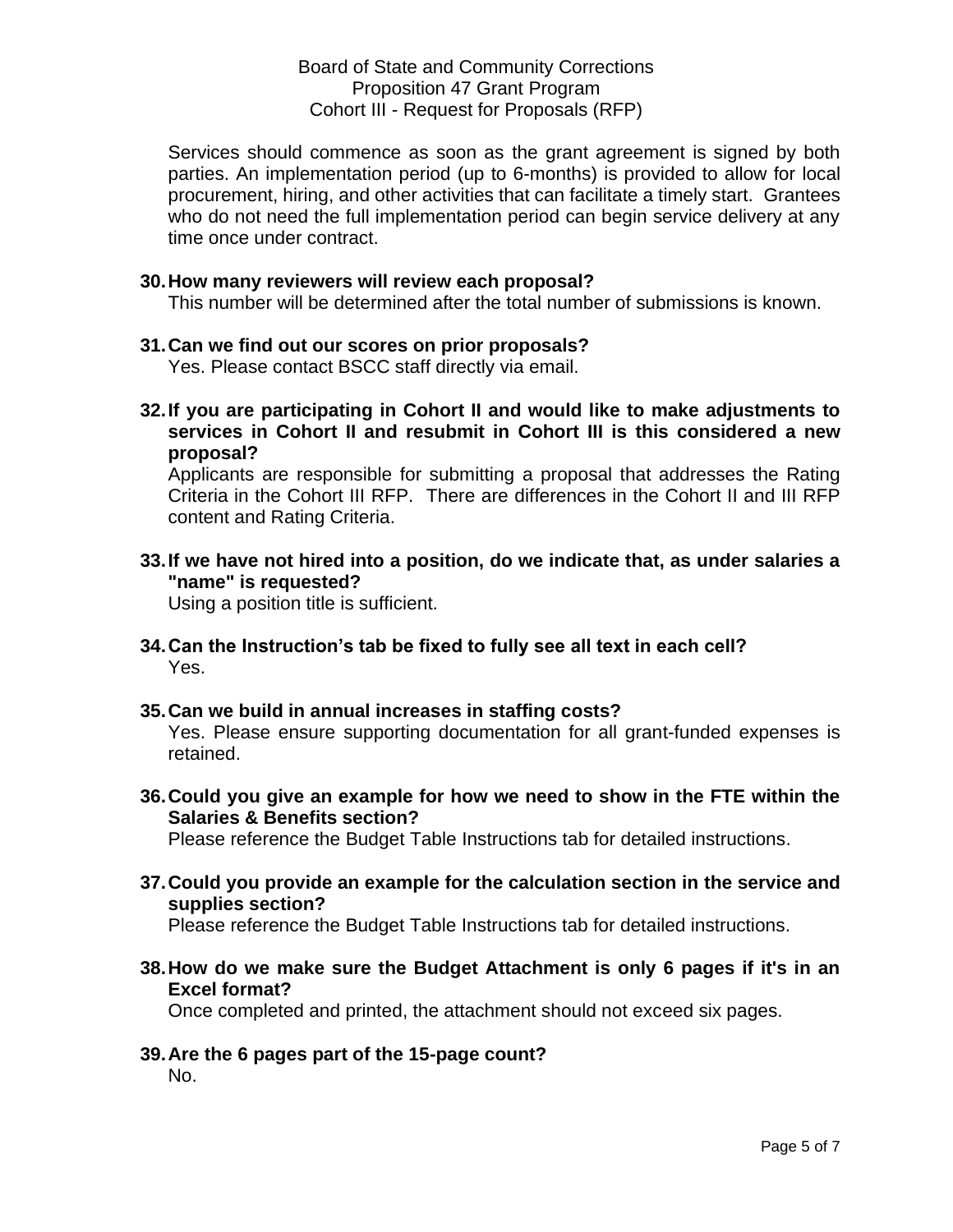Services should commence as soon as the grant agreement is signed by both parties. An implementation period (up to 6-months) is provided to allow for local procurement, hiring, and other activities that can facilitate a timely start. Grantees who do not need the full implementation period can begin service delivery at any time once under contract.

30. **How many reviewers will review each proposal?**
    This number will be determined after the total number of submissions is known.

31. **Can we find out our scores on prior proposals?**
    Yes. Please contact BSCC staff directly via email.

32. **If you are participating in Cohort II and would like to make adjustments to services in Cohort II and resubmit in Cohort III is this considered a new proposal?**
    Applicants are responsible for submitting a proposal that addresses the Rating Criteria in the Cohort III RFP. There are differences in the Cohort II and III RFP content and Rating Criteria.

33. **If we have not hired into a position, do we indicate that, as under salaries a "name" is requested?**
    Using a position title is sufficient.

34. **Can the Instruction's tab be fixed to fully see all text in each cell?**
    Yes.

35. **Can we build in annual increases in staffing costs?**
    Yes. Please ensure supporting documentation for all grant-funded expenses is retained.

36. **Could you give an example for how we need to show in the FTE within the Salaries & Benefits section?**
    Please reference the Budget Table Instructions tab for detailed instructions.

37. **Could you provide an example for the calculation section in the service and supplies section?**
    Please reference the Budget Table Instructions tab for detailed instructions.

38. **How do we make sure the Budget Attachment is only 6 pages if it's in an Excel format?**
    Once completed and printed, the attachment should not exceed six pages.

39. **Are the 6 pages part of the 15-page count?**
    No.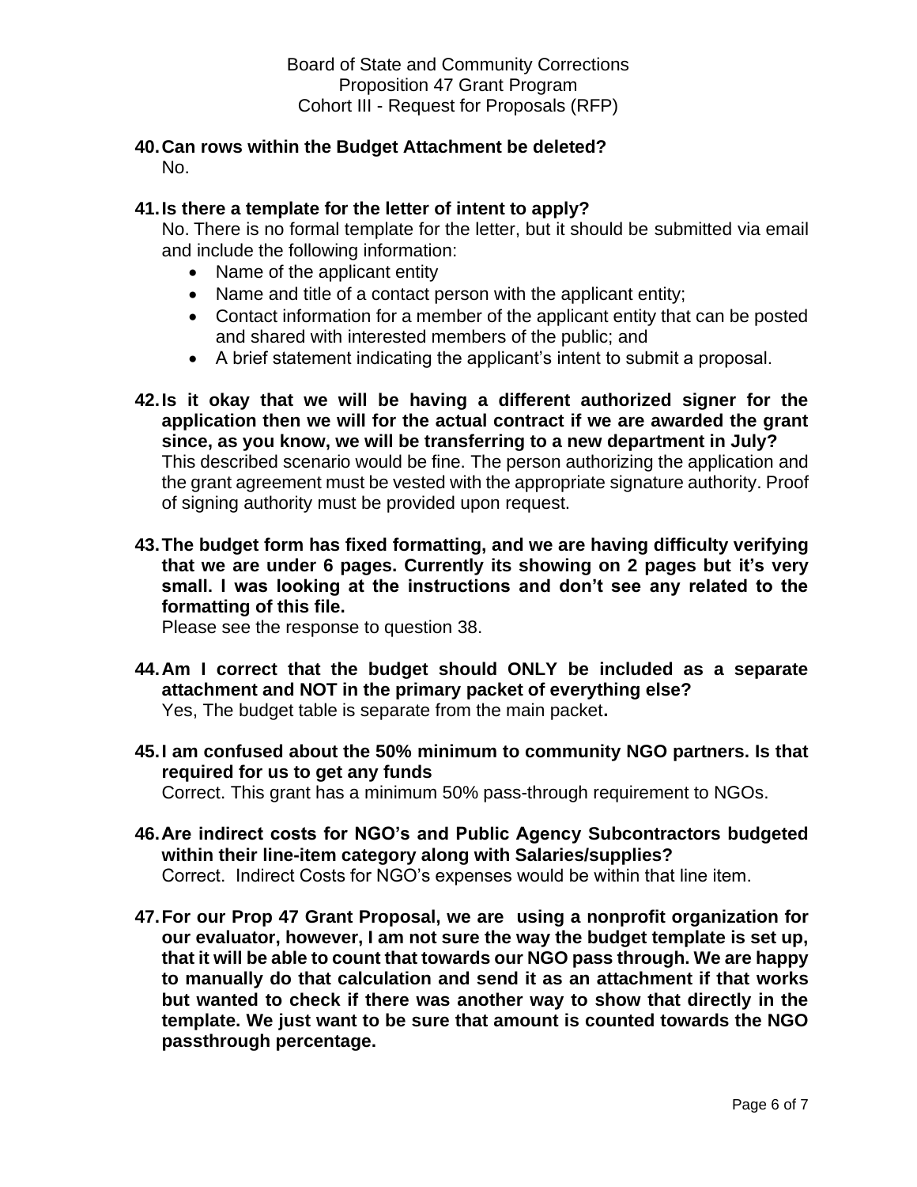**40. Can rows within the Budget Attachment be deleted?**
No.

**41. Is there a template for the letter of intent to apply?**
No. There is no formal template for the letter, but it should be submitted via email and include the following information:

- Name of the applicant entity
- Name and title of a contact person with the applicant entity;
- Contact information for a member of the applicant entity that can be posted and shared with interested members of the public; and
- A brief statement indicating the applicant's intent to submit a proposal.

**42. Is it okay that we will be having a different authorized signer for the application then we will for the actual contract if we are awarded the grant since, as you know, we will be transferring to a new department in July?**
This described scenario would be fine. The person authorizing the application and the grant agreement must be vested with the appropriate signature authority. Proof of signing authority must be provided upon request.

**43. The budget form has fixed formatting, and we are having difficulty verifying that we are under 6 pages. Currently its showing on 2 pages but it's very small. I was looking at the instructions and don't see any related to the formatting of this file.**
Please see the response to question 38.

**44. Am I correct that the budget should ONLY be included as a separate attachment and NOT in the primary packet of everything else?**
Yes, The budget table is separate from the main packet**.**

**45. I am confused about the 50% minimum to community NGO partners. Is that required for us to get any funds**
Correct. This grant has a minimum 50% pass-through requirement to NGOs.

**46. Are indirect costs for NGO's and Public Agency Subcontractors budgeted within their line-item category along with Salaries/supplies?**
Correct. Indirect Costs for NGO's expenses would be within that line item.

**47. For our Prop 47 Grant Proposal, we are using a nonprofit organization for our evaluator, however, I am not sure the way the budget template is set up, that it will be able to count that towards our NGO pass through. We are happy to manually do that calculation and send it as an attachment if that works but wanted to check if there was another way to show that directly in the template. We just want to be sure that amount is counted towards the NGO passthrough percentage.**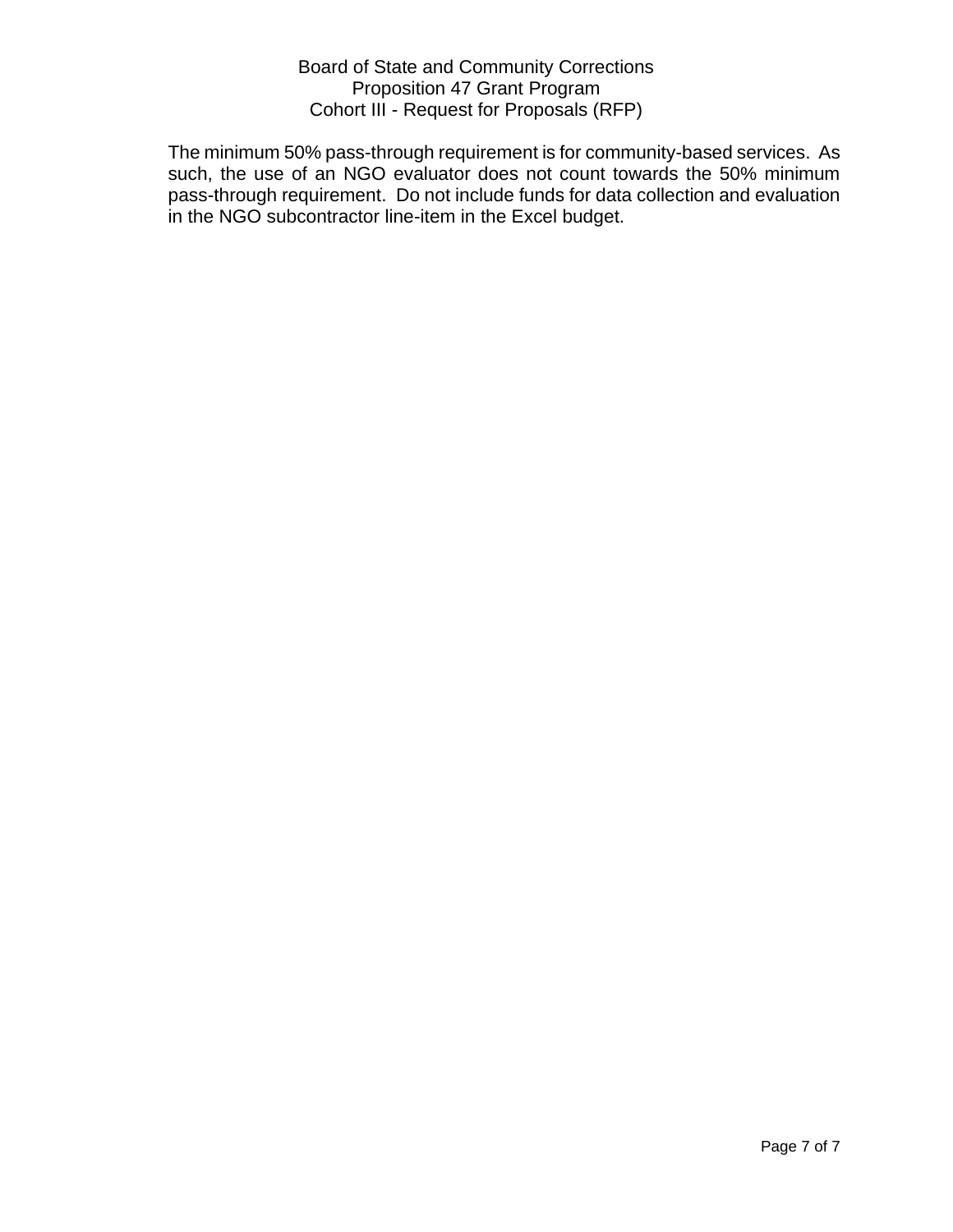The minimum 50% pass-through requirement is for community-based services. As such, the use of an NGO evaluator does not count towards the 50% minimum pass-through requirement. Do not include funds for data collection and evaluation in the NGO subcontractor line-item in the Excel budget.